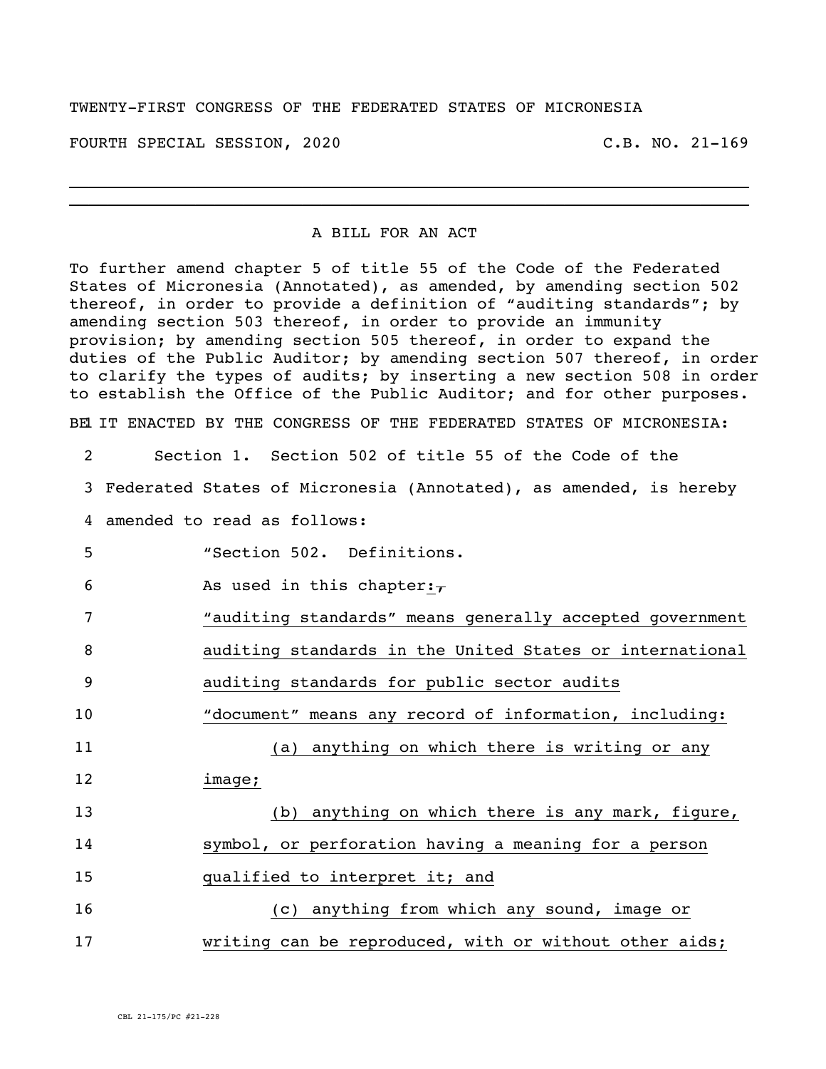TWENTY-FIRST CONGRESS OF THE FEDERATED STATES OF MICRONESIA

FOURTH SPECIAL SESSION, 2020 C.B. NO. 21-169

---

A BILL FOR AN ACT

To further amend chapter 5 of title 55 of the Code of the Federated States of Micronesia (Annotated), as amended, by amending section 502 thereof, in order to provide a definition of "auditing standards"; by amending section 503 thereof, in order to provide an immunity provision; by amending section 505 thereof, in order to expand the duties of the Public Auditor; by amending section 507 thereof, in order to clarify the types of audits; by inserting a new section 508 in order to establish the Office of the Public Auditor; and for other purposes.

1 BE IT ENACTED BY THE CONGRESS OF THE FEDERATED STATES OF MICRONESIA:

2 Section 1. Section 502 of title 55 of the Code of the
3 Federated States of Micronesia (Annotated), as amended, is hereby
4 amended to read as follows:

5 "Section 502. Definitions.

6 As used in this chapter:~~,~~

7 "auditing standards" means generally accepted government
8 auditing standards in the United States or international
9 auditing standards for public sector audits

10 "document" means any record of information, including:

11 (a) anything on which there is writing or any
12 image;

13 (b) anything on which there is any mark, figure,
14 symbol, or perforation having a meaning for a person
15 qualified to interpret it; and

16 (c) anything from which any sound, image or
17 writing can be reproduced, with or without other aids;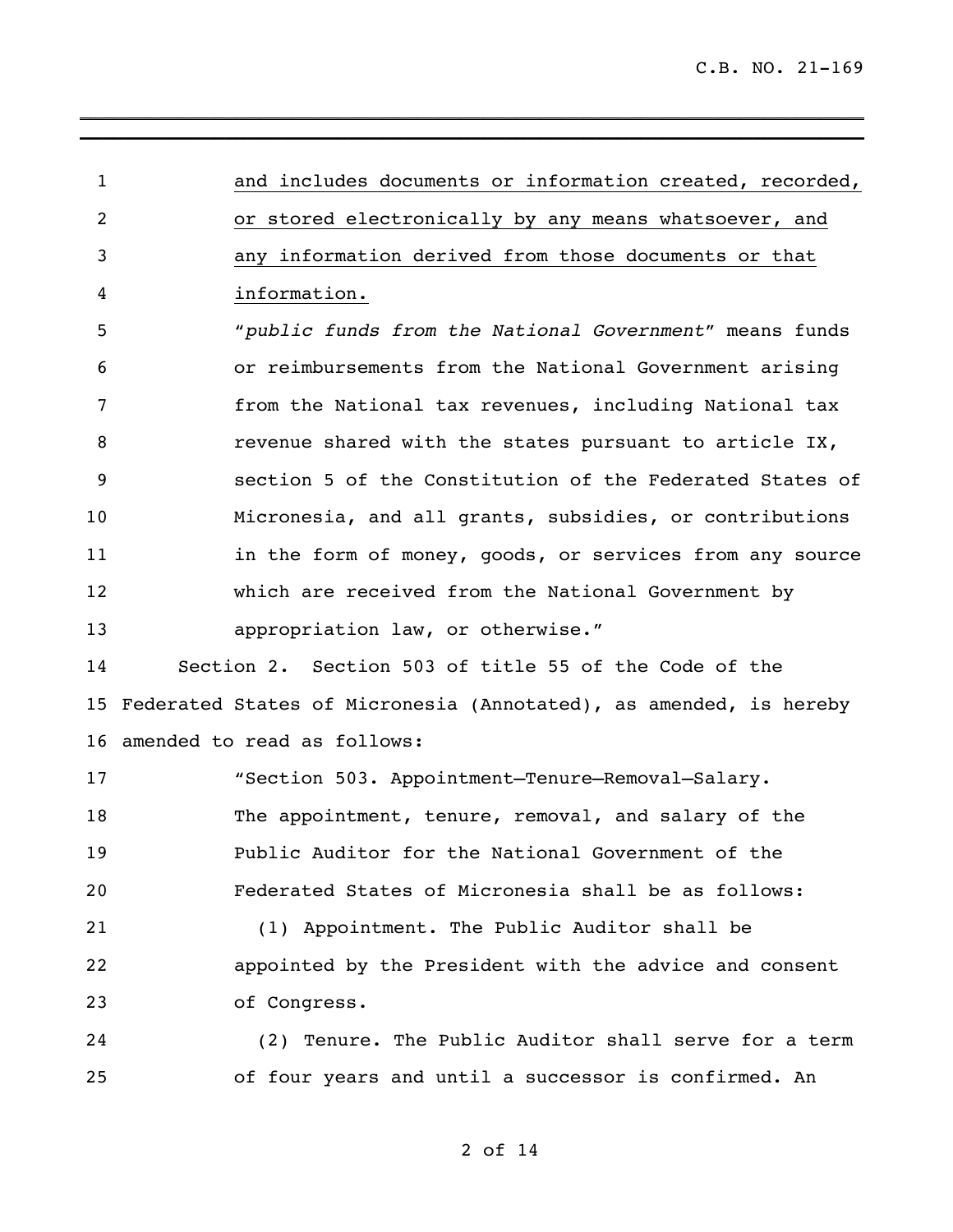and includes documents or information created, recorded, or stored electronically by any means whatsoever, and any information derived from those documents or that information.

"*public funds from the National Government*" means funds or reimbursements from the National Government arising from the National tax revenues, including National tax revenue shared with the states pursuant to article IX, section 5 of the Constitution of the Federated States of Micronesia, and all grants, subsidies, or contributions in the form of money, goods, or services from any source which are received from the National Government by appropriation law, or otherwise."

Section 2. Section 503 of title 55 of the Code of the Federated States of Micronesia (Annotated), as amended, is hereby amended to read as follows:

"Section 503. Appointment—Tenure—Removal—Salary.

The appointment, tenure, removal, and salary of the Public Auditor for the National Government of the Federated States of Micronesia shall be as follows:

(1) Appointment. The Public Auditor shall be appointed by the President with the advice and consent of Congress.

(2) Tenure. The Public Auditor shall serve for a term of four years and until a successor is confirmed. An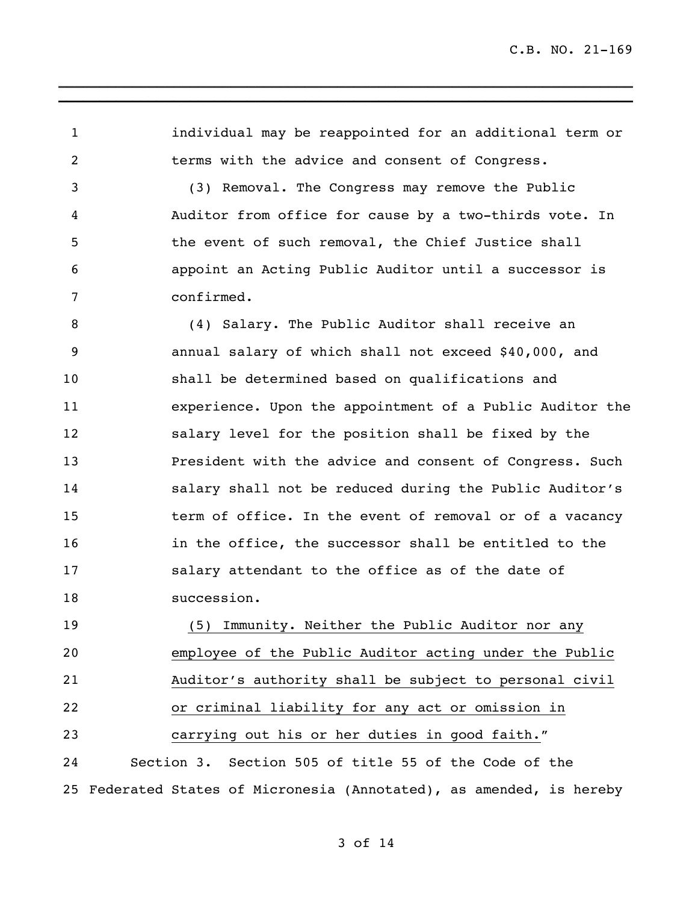individual may be reappointed for an additional term or terms with the advice and consent of Congress.

(3) Removal. The Congress may remove the Public Auditor from office for cause by a two-thirds vote. In the event of such removal, the Chief Justice shall appoint an Acting Public Auditor until a successor is confirmed.

(4) Salary. The Public Auditor shall receive an annual salary of which shall not exceed $40,000, and shall be determined based on qualifications and experience. Upon the appointment of a Public Auditor the salary level for the position shall be fixed by the President with the advice and consent of Congress. Such salary shall not be reduced during the Public Auditor's term of office. In the event of removal or of a vacancy in the office, the successor shall be entitled to the salary attendant to the office as of the date of succession.

<u>(5) Immunity. Neither the Public Auditor nor any employee of the Public Auditor acting under the Public Auditor's authority shall be subject to personal civil or criminal liability for any act or omission in carrying out his or her duties in good faith.</u>"

Section 3. Section 505 of title 55 of the Code of the Federated States of Micronesia (Annotated), as amended, is hereby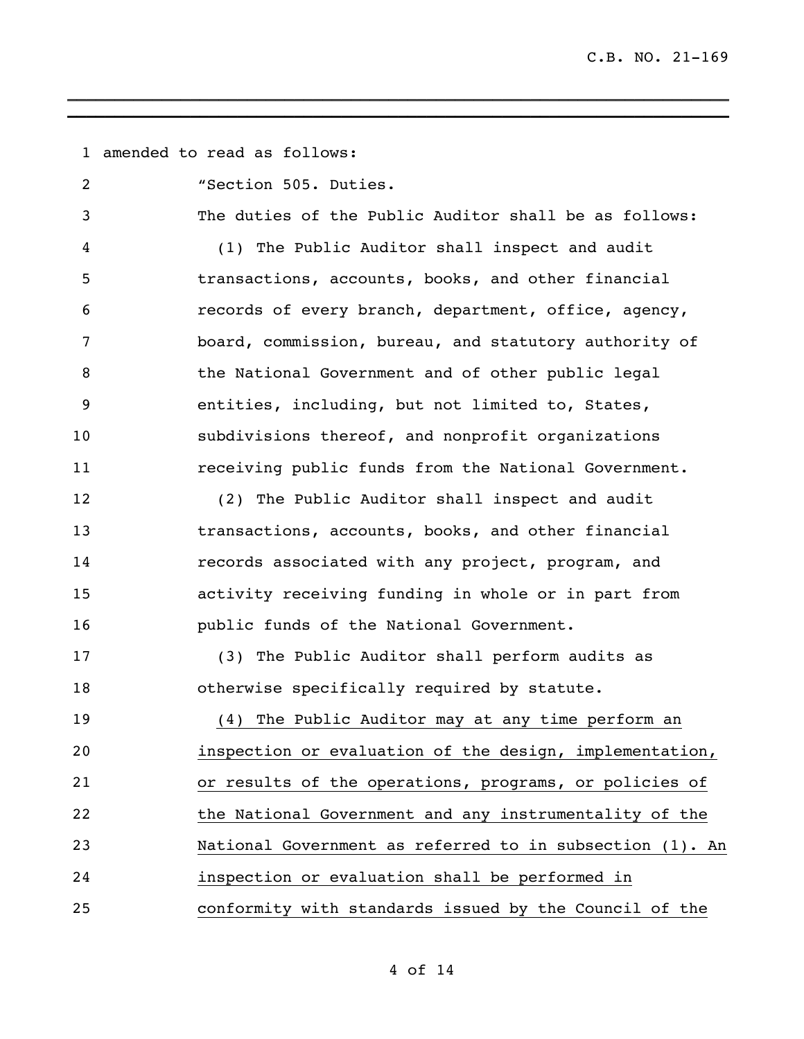amended to read as follows:

"Section 505. Duties.

The duties of the Public Auditor shall be as follows:

(1) The Public Auditor shall inspect and audit transactions, accounts, books, and other financial records of every branch, department, office, agency, board, commission, bureau, and statutory authority of the National Government and of other public legal entities, including, but not limited to, States, subdivisions thereof, and nonprofit organizations receiving public funds from the National Government.

(2) The Public Auditor shall inspect and audit transactions, accounts, books, and other financial records associated with any project, program, and activity receiving funding in whole or in part from public funds of the National Government.

(3) The Public Auditor shall perform audits as otherwise specifically required by statute.

<u>(4) The Public Auditor may at any time perform an inspection or evaluation of the design, implementation, or results of the operations, programs, or policies of the National Government and any instrumentality of the National Government as referred to in subsection (1). An inspection or evaluation shall be performed in conformity with standards issued by the Council of the</u>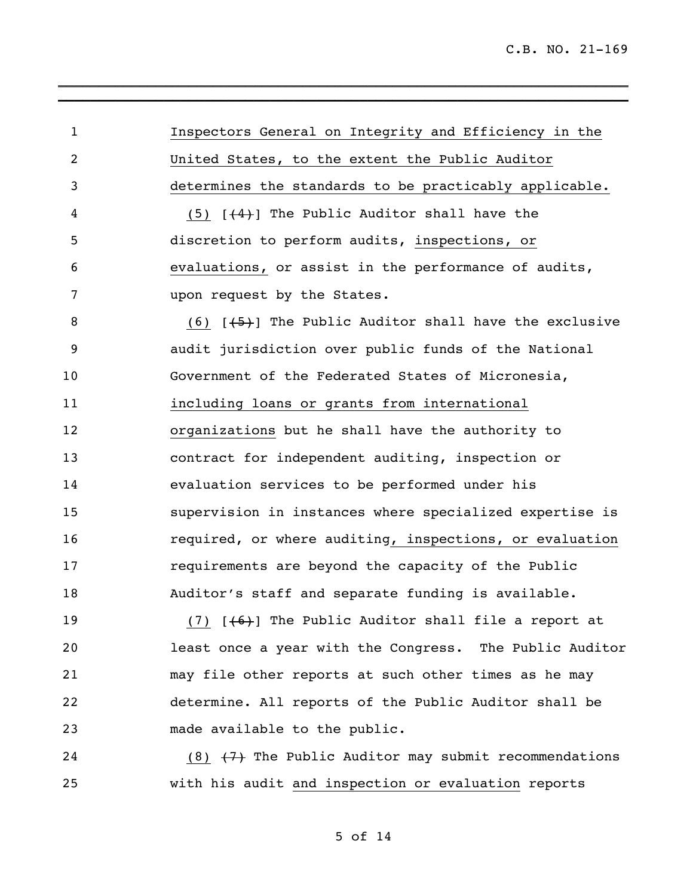Inspectors General on Integrity and Efficiency in the United States, to the extent the Public Auditor determines the standards to be practicably applicable.

(5) [(4)] The Public Auditor shall have the discretion to perform audits, inspections, or evaluations, or assist in the performance of audits, upon request by the States.

(6) [(5)] The Public Auditor shall have the exclusive audit jurisdiction over public funds of the National Government of the Federated States of Micronesia, including loans or grants from international organizations but he shall have the authority to contract for independent auditing, inspection or evaluation services to be performed under his supervision in instances where specialized expertise is required, or where auditing, inspections, or evaluation requirements are beyond the capacity of the Public Auditor's staff and separate funding is available.

(7) [(6)] The Public Auditor shall file a report at least once a year with the Congress. The Public Auditor may file other reports at such other times as he may determine. All reports of the Public Auditor shall be made available to the public.

(8) ~~(7)~~ The Public Auditor may submit recommendations with his audit and inspection or evaluation reports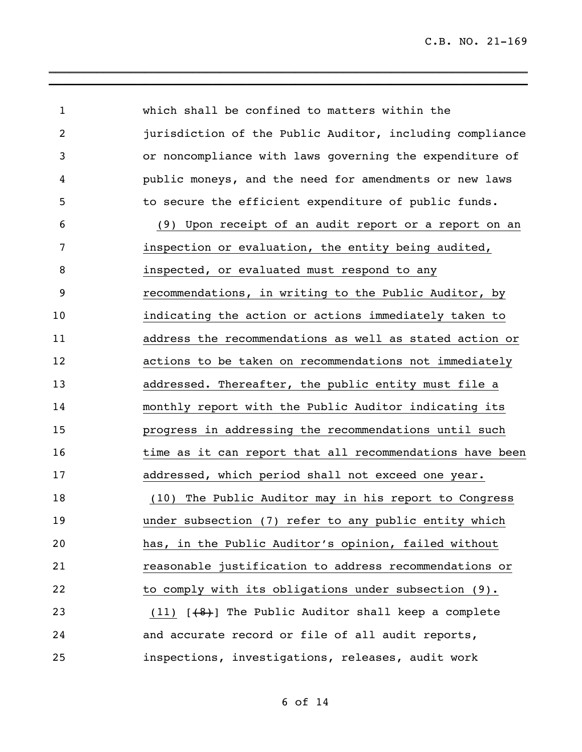which shall be confined to matters within the jurisdiction of the Public Auditor, including compliance or noncompliance with laws governing the expenditure of public moneys, and the need for amendments or new laws to secure the efficient expenditure of public funds.

<u>(9) Upon receipt of an audit report or a report on an inspection or evaluation, the entity being audited, inspected, or evaluated must respond to any recommendations, in writing to the Public Auditor, by indicating the action or actions immediately taken to address the recommendations as well as stated action or actions to be taken on recommendations not immediately addressed. Thereafter, the public entity must file a monthly report with the Public Auditor indicating its progress in addressing the recommendations until such time as it can report that all recommendations have been addressed, which period shall not exceed one year.</u>

<u>(10) The Public Auditor may in his report to Congress under subsection (7) refer to any public entity which has, in the Public Auditor's opinion, failed without reasonable justification to address recommendations or to comply with its obligations under subsection (9).</u>

<u>(11)</u> [~~(8)~~] The Public Auditor shall keep a complete and accurate record or file of all audit reports, inspections, investigations, releases, audit work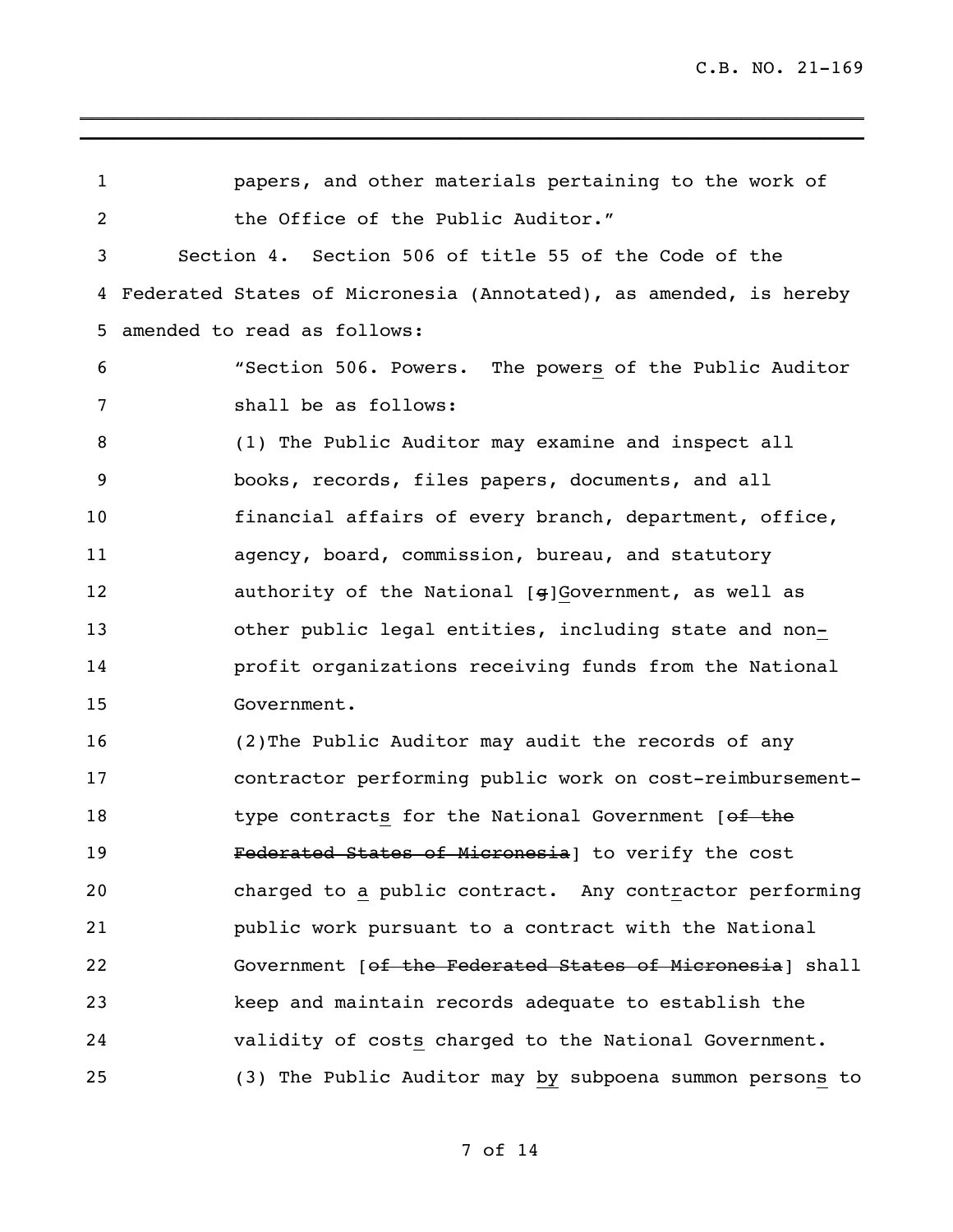papers, and other materials pertaining to the work of the Office of the Public Auditor."

Section 4. Section 506 of title 55 of the Code of the Federated States of Micronesia (Annotated), as amended, is hereby amended to read as follows:

"Section 506. Powers. The powers of the Public Auditor shall be as follows:

(1) The Public Auditor may examine and inspect all books, records, files papers, documents, and all financial affairs of every branch, department, office, agency, board, commission, bureau, and statutory authority of the National [~~g~~]Government, as well as other public legal entities, including state and non-profit organizations receiving funds from the National Government.

(2)The Public Auditor may audit the records of any contractor performing public work on cost-reimbursement-type contracts for the National Government [~~of the Federated States of Micronesia~~] to verify the cost charged to a public contract. Any contractor performing public work pursuant to a contract with the National Government [~~of the Federated States of Micronesia~~] shall keep and maintain records adequate to establish the validity of costs charged to the National Government.

(3) The Public Auditor may by subpoena summon persons to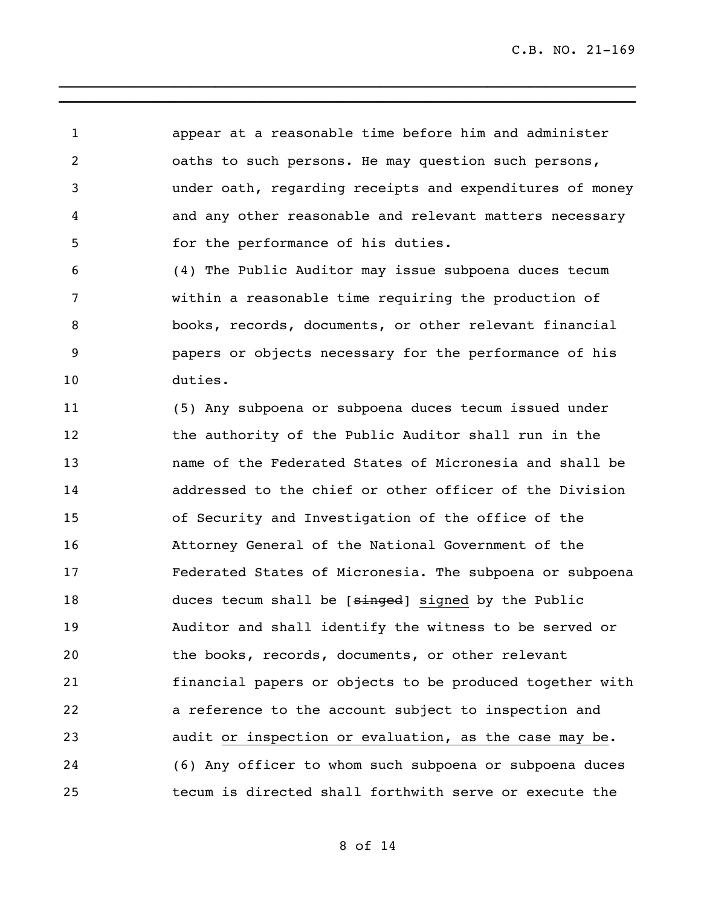appear at a reasonable time before him and administer oaths to such persons. He may question such persons, under oath, regarding receipts and expenditures of money and any other reasonable and relevant matters necessary for the performance of his duties.

(4) The Public Auditor may issue subpoena duces tecum within a reasonable time requiring the production of books, records, documents, or other relevant financial papers or objects necessary for the performance of his duties.

(5) Any subpoena or subpoena duces tecum issued under the authority of the Public Auditor shall run in the name of the Federated States of Micronesia and shall be addressed to the chief or other officer of the Division of Security and Investigation of the office of the Attorney General of the National Government of the Federated States of Micronesia. The subpoena or subpoena duces tecum shall be [~~singed~~] <u>signed</u> by the Public Auditor and shall identify the witness to be served or the books, records, documents, or other relevant financial papers or objects to be produced together with a reference to the account subject to inspection and audit <u>or inspection or evaluation, as the case may be</u>.

(6) Any officer to whom such subpoena or subpoena duces tecum is directed shall forthwith serve or execute the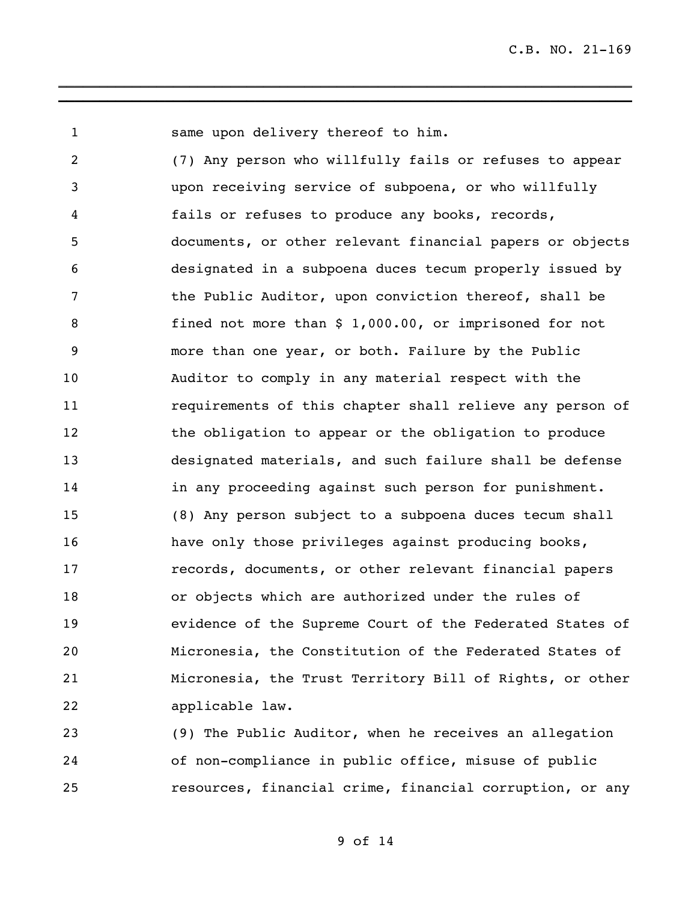same upon delivery thereof to him.

(7) Any person who willfully fails or refuses to appear upon receiving service of subpoena, or who willfully fails or refuses to produce any books, records, documents, or other relevant financial papers or objects designated in a subpoena duces tecum properly issued by the Public Auditor, upon conviction thereof, shall be fined not more than $ 1,000.00, or imprisoned for not more than one year, or both. Failure by the Public Auditor to comply in any material respect with the requirements of this chapter shall relieve any person of the obligation to appear or the obligation to produce designated materials, and such failure shall be defense in any proceeding against such person for punishment.

(8) Any person subject to a subpoena duces tecum shall have only those privileges against producing books, records, documents, or other relevant financial papers or objects which are authorized under the rules of evidence of the Supreme Court of the Federated States of Micronesia, the Constitution of the Federated States of Micronesia, the Trust Territory Bill of Rights, or other applicable law.

(9) The Public Auditor, when he receives an allegation of non-compliance in public office, misuse of public resources, financial crime, financial corruption, or any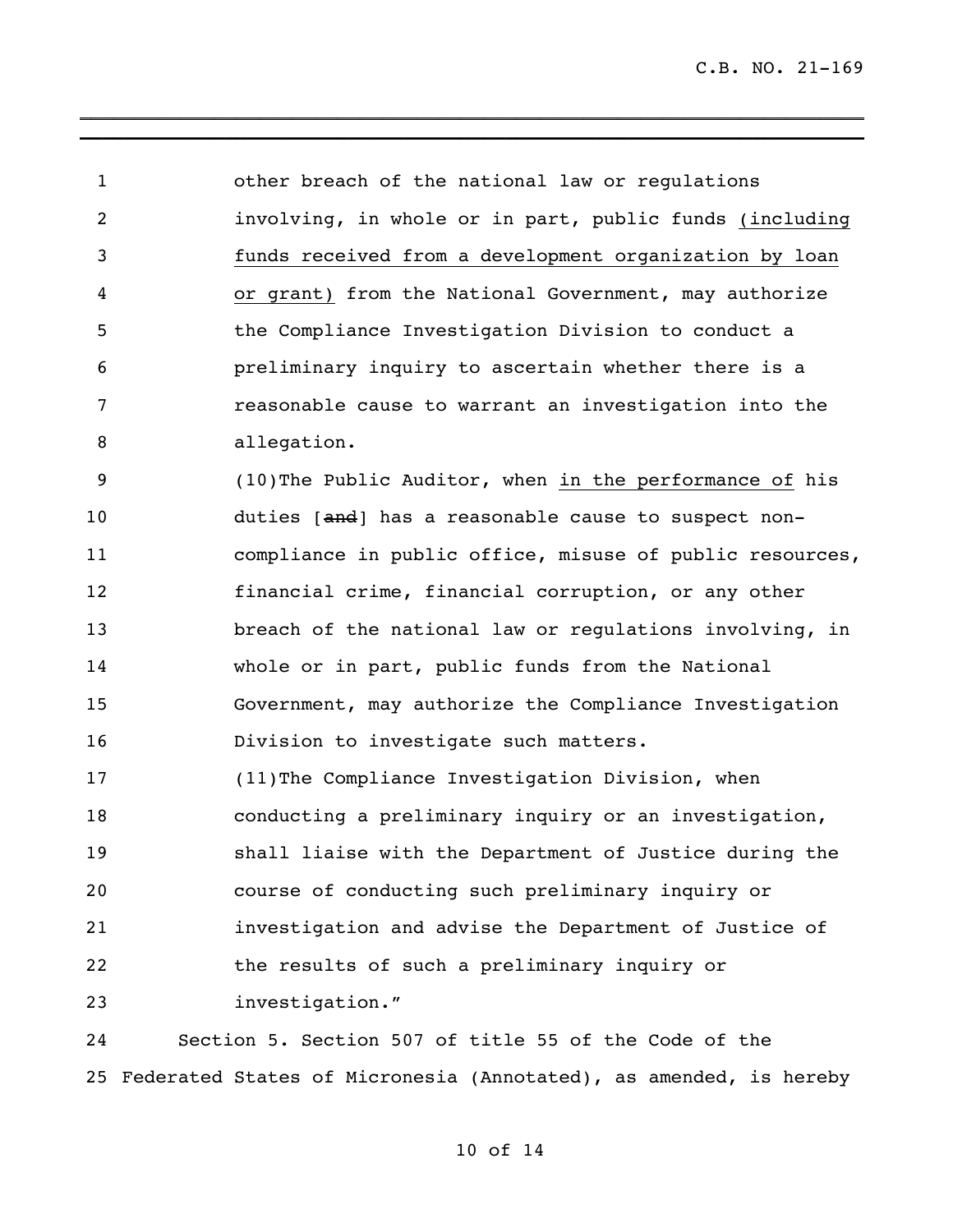other breach of the national law or regulations involving, in whole or in part, public funds <u>(including funds received from a development organization by loan or grant)</u> from the National Government, may authorize the Compliance Investigation Division to conduct a preliminary inquiry to ascertain whether there is a reasonable cause to warrant an investigation into the allegation.

(10) The Public Auditor, when <u>in the performance of</u> his duties [~~and~~] has a reasonable cause to suspect non-compliance in public office, misuse of public resources, financial crime, financial corruption, or any other breach of the national law or regulations involving, in whole or in part, public funds from the National Government, may authorize the Compliance Investigation Division to investigate such matters.

(11) The Compliance Investigation Division, when conducting a preliminary inquiry or an investigation, shall liaise with the Department of Justice during the course of conducting such preliminary inquiry or investigation and advise the Department of Justice of the results of such a preliminary inquiry or investigation."

Section 5. Section 507 of title 55 of the Code of the Federated States of Micronesia (Annotated), as amended, is hereby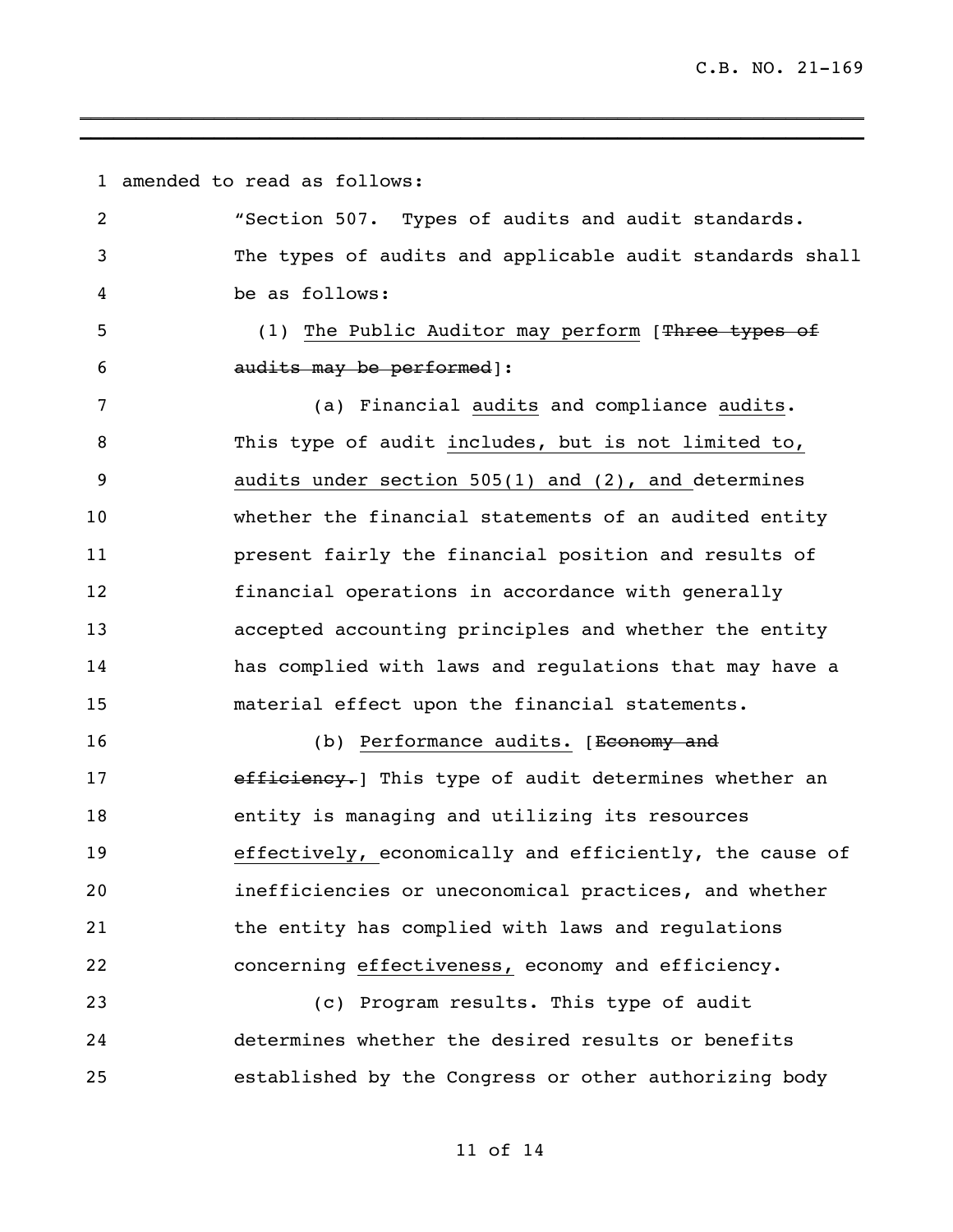amended to read as follows:

"Section 507. Types of audits and audit standards. The types of audits and applicable audit standards shall be as follows:

(1) The Public Auditor may perform [~~Three types of audits may be performed~~]:

(a) Financial audits and compliance audits. This type of audit includes, but is not limited to, audits under section 505(1) and (2), and determines whether the financial statements of an audited entity present fairly the financial position and results of financial operations in accordance with generally accepted accounting principles and whether the entity has complied with laws and regulations that may have a material effect upon the financial statements.

(b) Performance audits. [~~Economy and efficiency.~~] This type of audit determines whether an entity is managing and utilizing its resources effectively, economically and efficiently, the cause of inefficiencies or uneconomical practices, and whether the entity has complied with laws and regulations concerning effectiveness, economy and efficiency.

(c) Program results. This type of audit determines whether the desired results or benefits established by the Congress or other authorizing body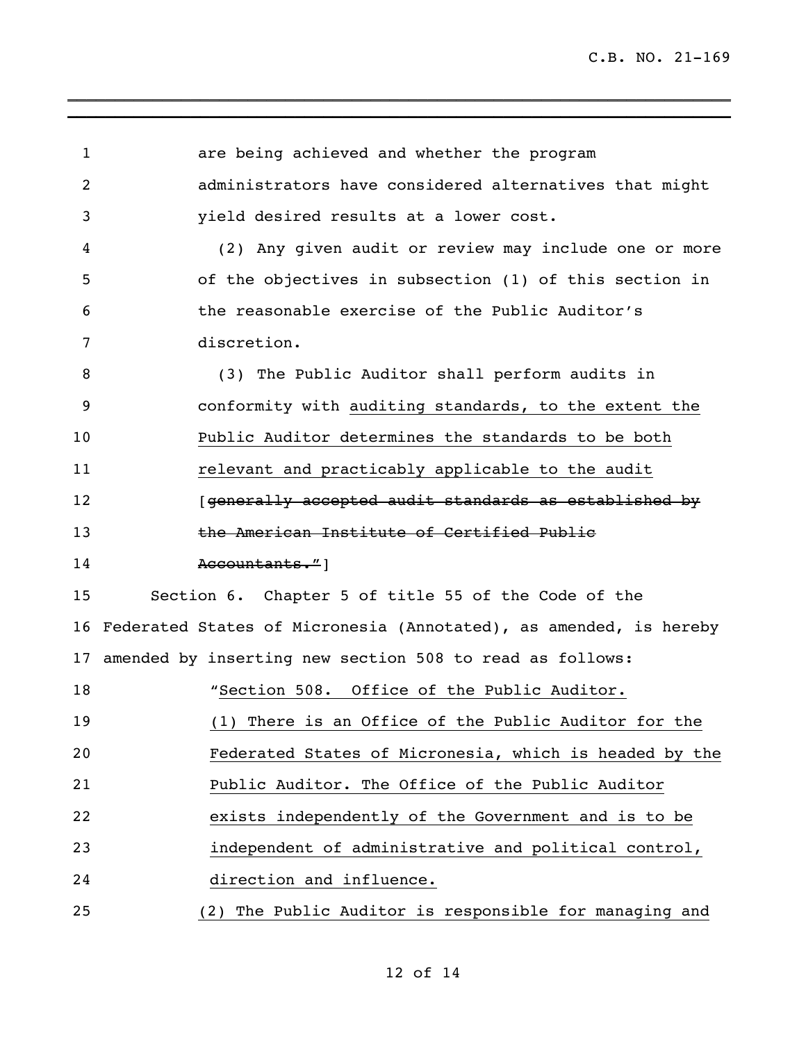are being achieved and whether the program administrators have considered alternatives that might yield desired results at a lower cost.

(2) Any given audit or review may include one or more of the objectives in subsection (1) of this section in the reasonable exercise of the Public Auditor's discretion.

(3) The Public Auditor shall perform audits in conformity with <u>auditing standards, to the extent the Public Auditor determines the standards to be both relevant and practicably applicable to the audit</u> [~~generally accepted audit standards as established by the American Institute of Certified Public Accountants."~~]

Section 6. Chapter 5 of title 55 of the Code of the Federated States of Micronesia (Annotated), as amended, is hereby amended by inserting new section 508 to read as follows:

"<u>Section 508. Office of the Public Auditor.</u>

<u>(1) There is an Office of the Public Auditor for the Federated States of Micronesia, which is headed by the Public Auditor. The Office of the Public Auditor exists independently of the Government and is to be independent of administrative and political control, direction and influence.</u>

<u>(2) The Public Auditor is responsible for managing and</u>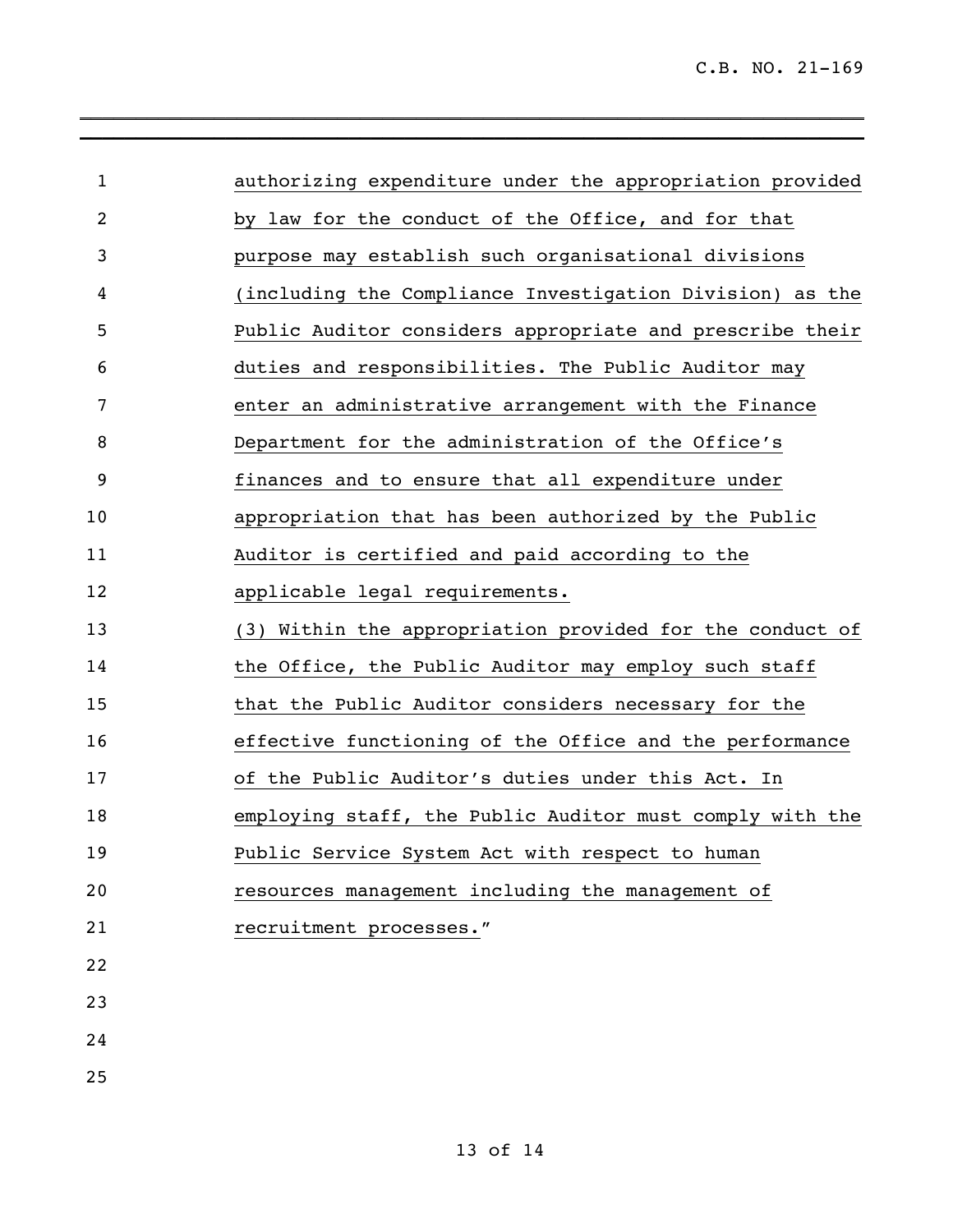authorizing expenditure under the appropriation provided by law for the conduct of the Office, and for that purpose may establish such organisational divisions (including the Compliance Investigation Division) as the Public Auditor considers appropriate and prescribe their duties and responsibilities. The Public Auditor may enter an administrative arrangement with the Finance Department for the administration of the Office's finances and to ensure that all expenditure under appropriation that has been authorized by the Public Auditor is certified and paid according to the applicable legal requirements.

(3) Within the appropriation provided for the conduct of the Office, the Public Auditor may employ such staff that the Public Auditor considers necessary for the effective functioning of the Office and the performance of the Public Auditor's duties under this Act. In employing staff, the Public Auditor must comply with the Public Service System Act with respect to human resources management including the management of recruitment processes."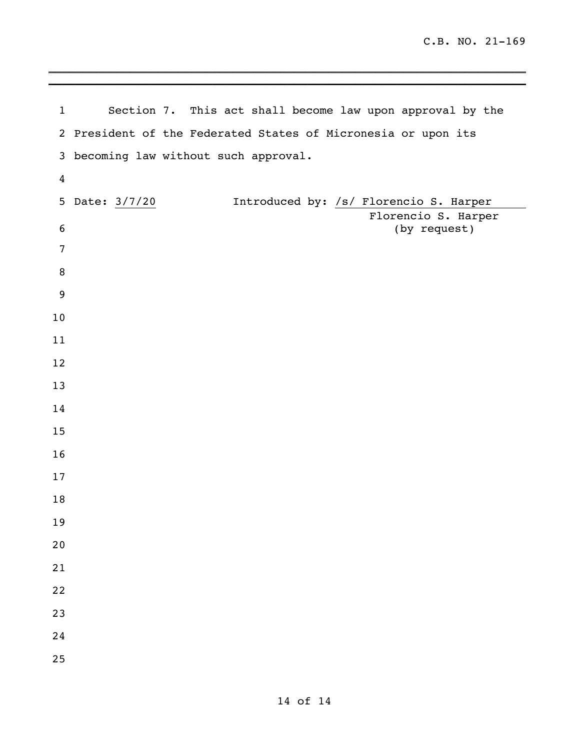Section 7. This act shall become law upon approval by the President of the Federated States of Micronesia or upon its becoming law without such approval.

Date: 3/7/20

Introduced by: /s/ Florencio S. Harper

Florencio S. Harper
(by request)